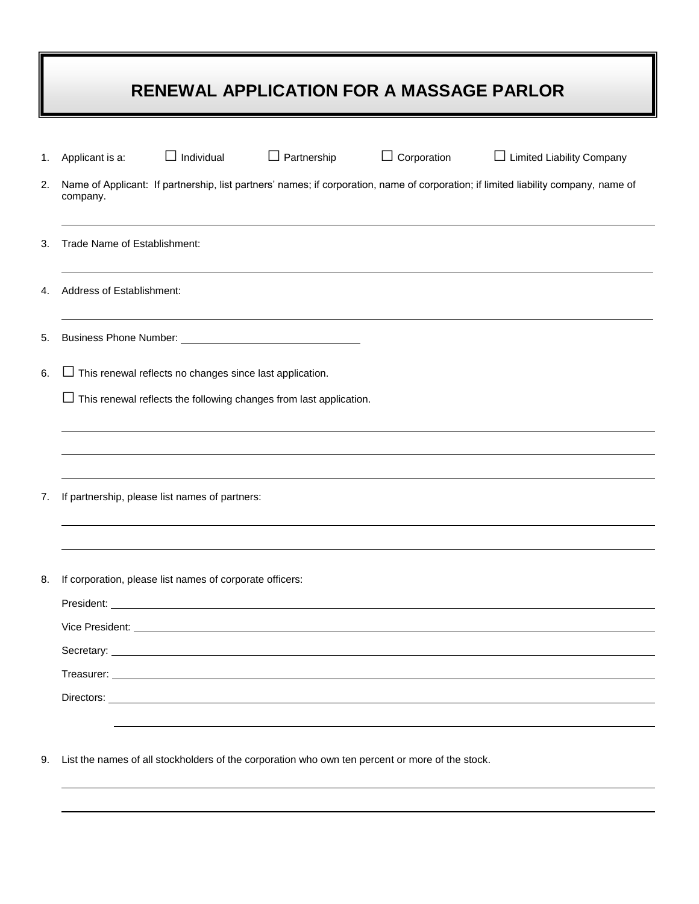# RENEWAL APPLICATION FOR A MASSAGE PARLOR

1. Applicant is a: ☐ Individual ☐ Partnership ☐ Corporation ☐ Limited Liability Company

2. Name of Applicant: If partnership, list partners' names; if corporation, name of corporation; if limited liability company, name of company.

   \_\_\_\_\_\_\_\_\_\_\_\_\_\_\_\_\_\_\_\_\_\_\_\_\_\_\_\_\_\_\_\_\_\_\_\_\_\_\_\_

3. Trade Name of Establishment:

   \_\_\_\_\_\_\_\_\_\_\_\_\_\_\_\_\_\_\_\_\_\_\_\_\_\_\_\_\_\_\_\_\_\_\_\_\_\_\_\_

4. Address of Establishment:

   \_\_\_\_\_\_\_\_\_\_\_\_\_\_\_\_\_\_\_\_\_\_\_\_\_\_\_\_\_\_\_\_\_\_\_\_\_\_\_\_

5. Business Phone Number: \_\_\_\_\_\_\_\_\_\_\_\_\_\_\_\_\_\_\_\_\_\_\_\_

6. ☐ This renewal reflects no changes since last application.

   ☐ This renewal reflects the following changes from last application.

   \_\_\_\_\_\_\_\_\_\_\_\_\_\_\_\_\_\_\_\_\_\_\_\_\_\_\_\_\_\_\_\_\_\_\_\_\_\_\_\_

   \_\_\_\_\_\_\_\_\_\_\_\_\_\_\_\_\_\_\_\_\_\_\_\_\_\_\_\_\_\_\_\_\_\_\_\_\_\_\_\_

   \_\_\_\_\_\_\_\_\_\_\_\_\_\_\_\_\_\_\_\_\_\_\_\_\_\_\_\_\_\_\_\_\_\_\_\_\_\_\_\_

7. If partnership, please list names of partners:

   \_\_\_\_\_\_\_\_\_\_\_\_\_\_\_\_\_\_\_\_\_\_\_\_\_\_\_\_\_\_\_\_\_\_\_\_\_\_\_\_

   \_\_\_\_\_\_\_\_\_\_\_\_\_\_\_\_\_\_\_\_\_\_\_\_\_\_\_\_\_\_\_\_\_\_\_\_\_\_\_\_

8. If corporation, please list names of corporate officers:

   President: \_\_\_\_\_\_\_\_\_\_\_\_\_\_\_\_\_\_\_\_\_\_\_\_\_\_\_\_\_\_\_\_\_\_\_\_

   Vice President: \_\_\_\_\_\_\_\_\_\_\_\_\_\_\_\_\_\_\_\_\_\_\_\_\_\_\_\_\_\_\_\_\_\_\_\_

   Secretary: \_\_\_\_\_\_\_\_\_\_\_\_\_\_\_\_\_\_\_\_\_\_\_\_\_\_\_\_\_\_\_\_\_\_\_\_

   Treasurer: \_\_\_\_\_\_\_\_\_\_\_\_\_\_\_\_\_\_\_\_\_\_\_\_\_\_\_\_\_\_\_\_\_\_\_\_

   Directors: \_\_\_\_\_\_\_\_\_\_\_\_\_\_\_\_\_\_\_\_\_\_\_\_\_\_\_\_\_\_\_\_\_\_\_\_

   \_\_\_\_\_\_\_\_\_\_\_\_\_\_\_\_\_\_\_\_\_\_\_\_\_\_\_\_\_\_\_\_\_\_\_\_

9. List the names of all stockholders of the corporation who own ten percent or more of the stock.

   \_\_\_\_\_\_\_\_\_\_\_\_\_\_\_\_\_\_\_\_\_\_\_\_\_\_\_\_\_\_\_\_\_\_\_\_\_\_\_\_

   \_\_\_\_\_\_\_\_\_\_\_\_\_\_\_\_\_\_\_\_\_\_\_\_\_\_\_\_\_\_\_\_\_\_\_\_\_\_\_\_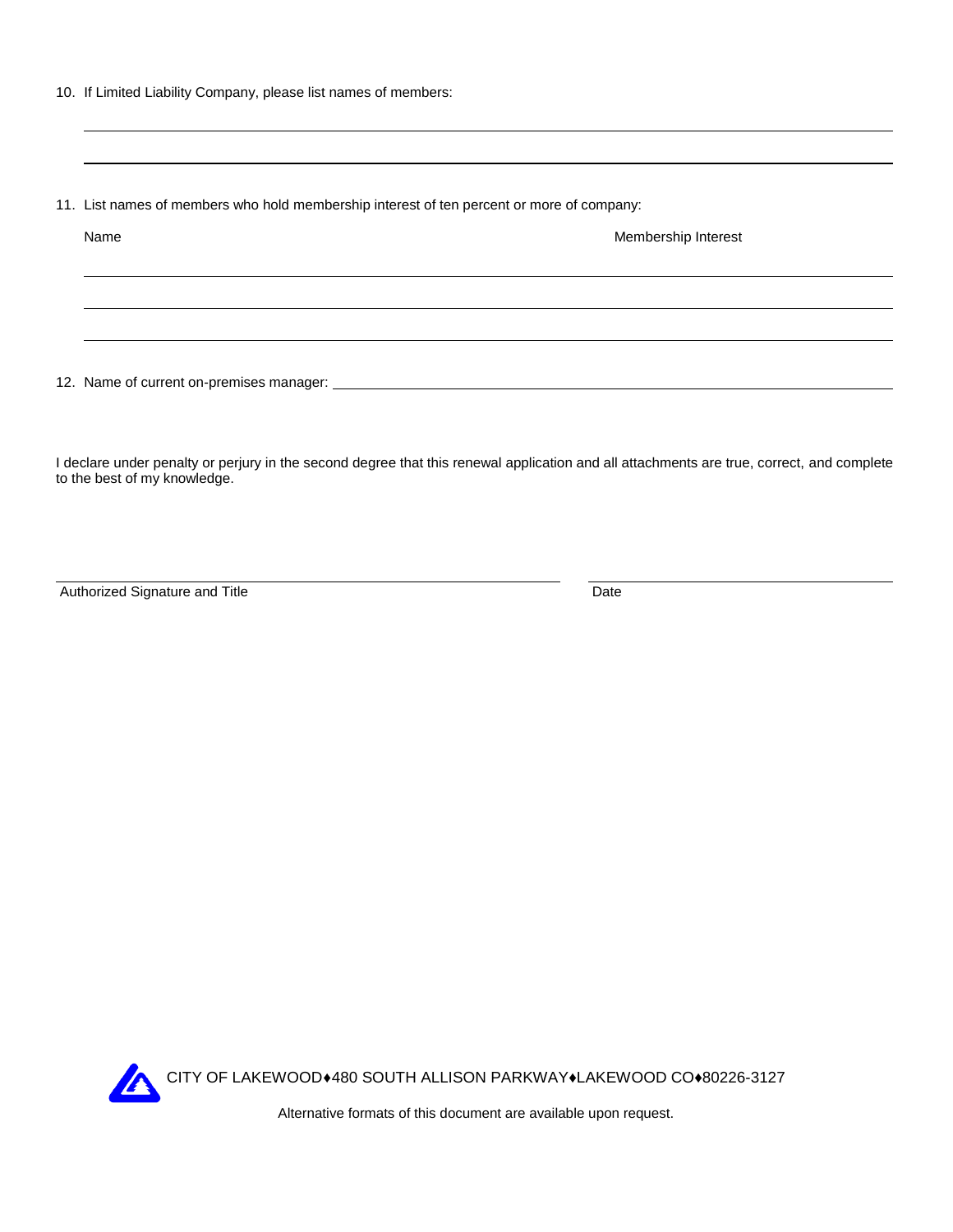10. If Limited Liability Company, please list names of members:

\_\_\_\_\_\_\_\_\_\_\_\_\_\_\_\_\_\_\_\_\_\_\_\_\_\_\_\_\_\_\_\_\_\_\_\_\_\_\_\_\_\_\_\_\_\_\_\_\_\_\_\_\_\_\_\_

\_\_\_\_\_\_\_\_\_\_\_\_\_\_\_\_\_\_\_\_\_\_\_\_\_\_\_\_\_\_\_\_\_\_\_\_\_\_\_\_\_\_\_\_\_\_\_\_\_\_\_\_\_\_\_\_

11. List names of members who hold membership interest of ten percent or more of company:

| Name | Membership Interest |
|---|---|
| | |
| | |
| | |

12. Name of current on-premises manager: \_\_\_\_\_\_\_\_\_\_\_\_\_\_\_\_\_\_\_\_\_\_\_\_\_\_\_\_\_\_\_\_\_\_\_\_\_\_

I declare under penalty or perjury in the second degree that this renewal application and all attachments are true, correct, and complete to the best of my knowledge.

\_\_\_\_\_\_\_\_\_\_\_\_\_\_\_\_\_\_\_\_\_\_\_\_\_\_\_\_\_\_\_\_\_\_\_\_ \_\_\_\_\_\_\_\_\_\_\_\_\_\_\_\_\_\_\_\_\_\_
Authorized Signature and Title Date

CITY OF LAKEWOOD♦480 SOUTH ALLISON PARKWAY♦LAKEWOOD CO♦80226-3127

Alternative formats of this document are available upon request.